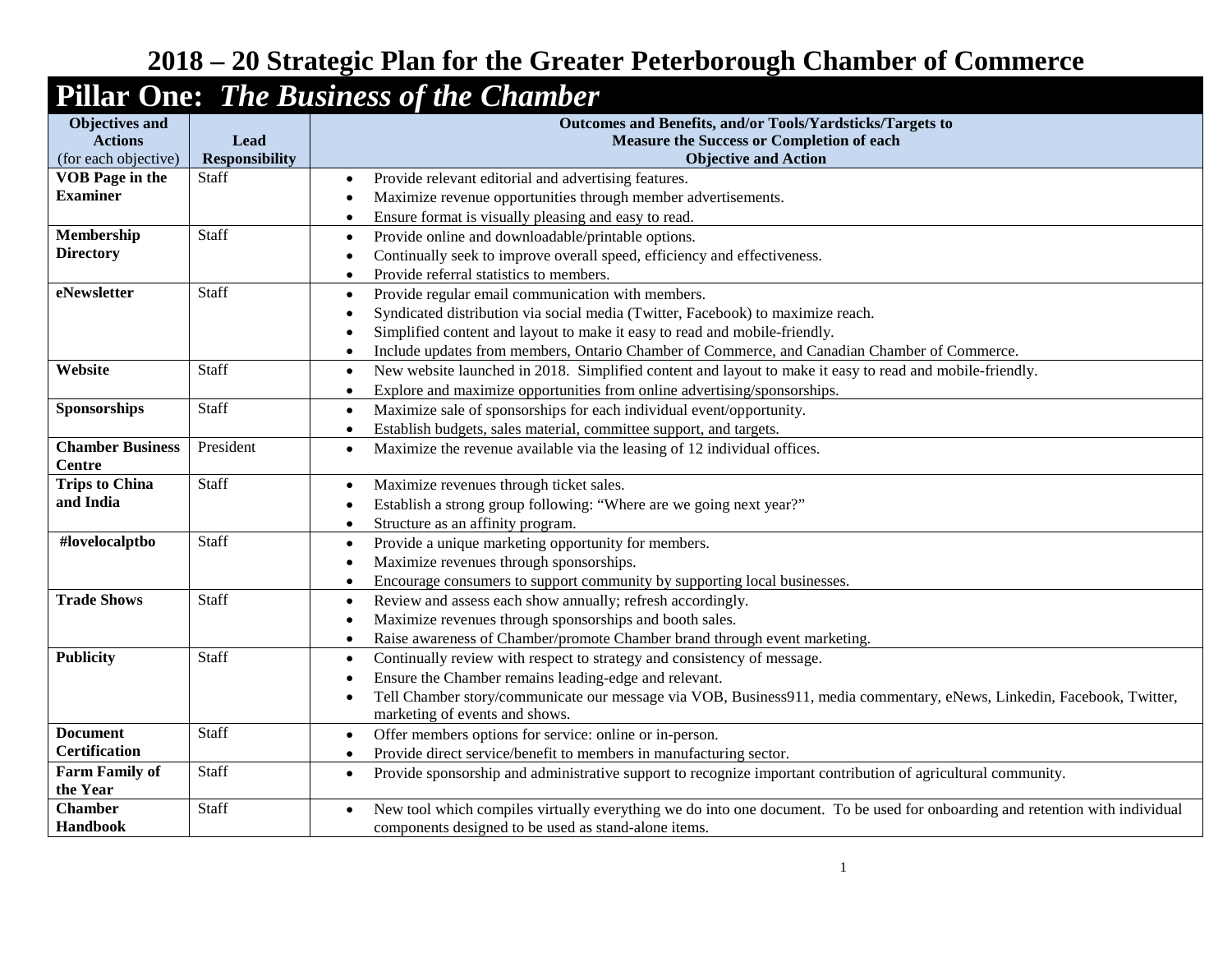# 2018 – 20 Strategic Plan for the Greater Peterborough Chamber of Commerce

## Pillar One: *The Business of the Chamber*

| **Objectives and Actions** (for each objective) | **Lead Responsibility** | **Outcomes and Benefits, and/or Tools/Yardsticks/Targets to Measure the Success or Completion of each Objective and Action** |
|---|---|---|
| **VOB Page in the Examiner** | Staff | • Provide relevant editorial and advertising features.<br>• Maximize revenue opportunities through member advertisements.<br>• Ensure format is visually pleasing and easy to read. |
| **Membership Directory** | Staff | • Provide online and downloadable/printable options.<br>• Continually seek to improve overall speed, efficiency and effectiveness.<br>• Provide referral statistics to members. |
| **eNewsletter** | Staff | • Provide regular email communication with members.<br>• Syndicated distribution via social media (Twitter, Facebook) to maximize reach.<br>• Simplified content and layout to make it easy to read and mobile-friendly.<br>• Include updates from members, Ontario Chamber of Commerce, and Canadian Chamber of Commerce. |
| **Website** | Staff | • New website launched in 2018. Simplified content and layout to make it easy to read and mobile-friendly.<br>• Explore and maximize opportunities from online advertising/sponsorships. |
| **Sponsorships** | Staff | • Maximize sale of sponsorships for each individual event/opportunity.<br>• Establish budgets, sales material, committee support, and targets. |
| **Chamber Business Centre** | President | • Maximize the revenue available via the leasing of 12 individual offices. |
| **Trips to China and India** | Staff | • Maximize revenues through ticket sales.<br>• Establish a strong group following: "Where are we going next year?"<br>• Structure as an affinity program. |
| **#lovelocalptbo** | Staff | • Provide a unique marketing opportunity for members.<br>• Maximize revenues through sponsorships.<br>• Encourage consumers to support community by supporting local businesses. |
| **Trade Shows** | Staff | • Review and assess each show annually; refresh accordingly.<br>• Maximize revenues through sponsorships and booth sales.<br>• Raise awareness of Chamber/promote Chamber brand through event marketing. |
| **Publicity** | Staff | • Continually review with respect to strategy and consistency of message.<br>• Ensure the Chamber remains leading-edge and relevant.<br>• Tell Chamber story/communicate our message via VOB, Business911, media commentary, eNews, Linkedin, Facebook, Twitter, marketing of events and shows. |
| **Document Certification** | Staff | • Offer members options for service: online or in-person.<br>• Provide direct service/benefit to members in manufacturing sector. |
| **Farm Family of the Year** | Staff | • Provide sponsorship and administrative support to recognize important contribution of agricultural community. |
| **Chamber Handbook** | Staff | • New tool which compiles virtually everything we do into one document. To be used for onboarding and retention with individual components designed to be used as stand-alone items. |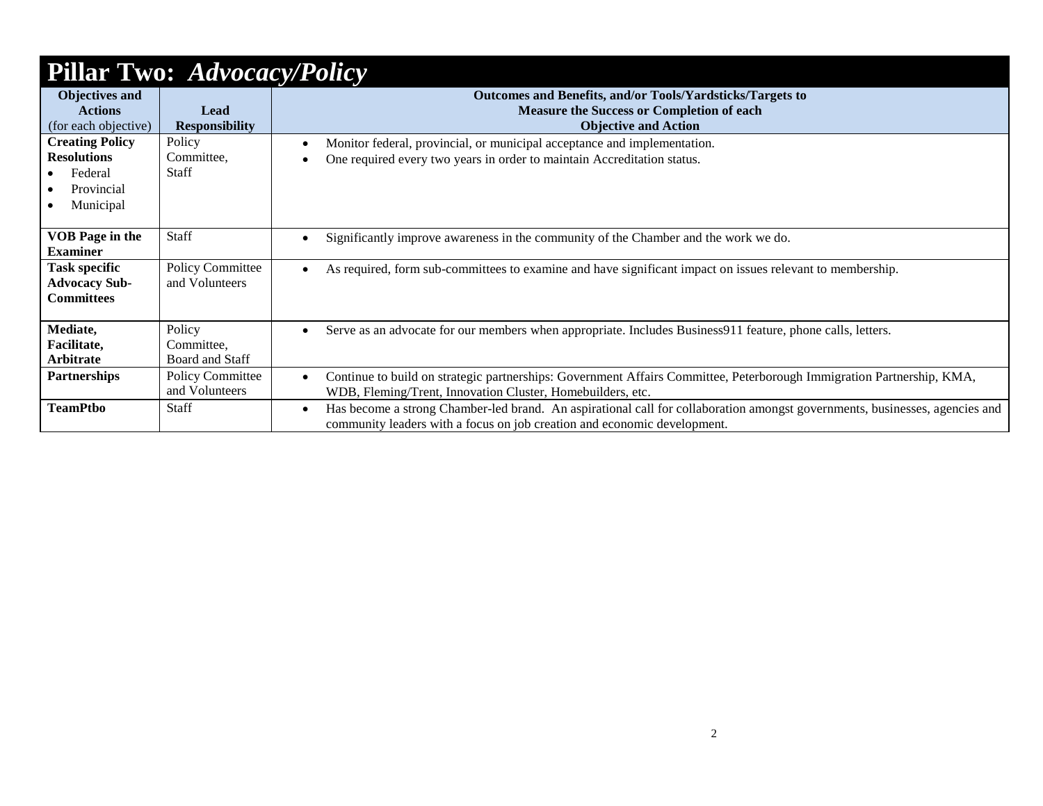# Pillar Two: *Advocacy/Policy*

| Objectives and Actions (for each objective) | Lead Responsibility | Outcomes and Benefits, and/or Tools/Yardsticks/Targets to Measure the Success or Completion of each Objective and Action |
|---|---|---|
| **Creating Policy Resolutions**<br>• Federal<br>• Provincial<br>• Municipal | Policy Committee, Staff | • Monitor federal, provincial, or municipal acceptance and implementation.<br>• One required every two years in order to maintain Accreditation status. |
| **VOB Page in the Examiner** | Staff | • Significantly improve awareness in the community of the Chamber and the work we do. |
| **Task specific Advocacy Sub-Committees** | Policy Committee and Volunteers | • As required, form sub-committees to examine and have significant impact on issues relevant to membership. |
| **Mediate, Facilitate, Arbitrate** | Policy Committee, Board and Staff | • Serve as an advocate for our members when appropriate. Includes Business911 feature, phone calls, letters. |
| **Partnerships** | Policy Committee and Volunteers | • Continue to build on strategic partnerships: Government Affairs Committee, Peterborough Immigration Partnership, KMA, WDB, Fleming/Trent, Innovation Cluster, Homebuilders, etc. |
| **TeamPtbo** | Staff | • Has become a strong Chamber-led brand. An aspirational call for collaboration amongst governments, businesses, agencies and community leaders with a focus on job creation and economic development. |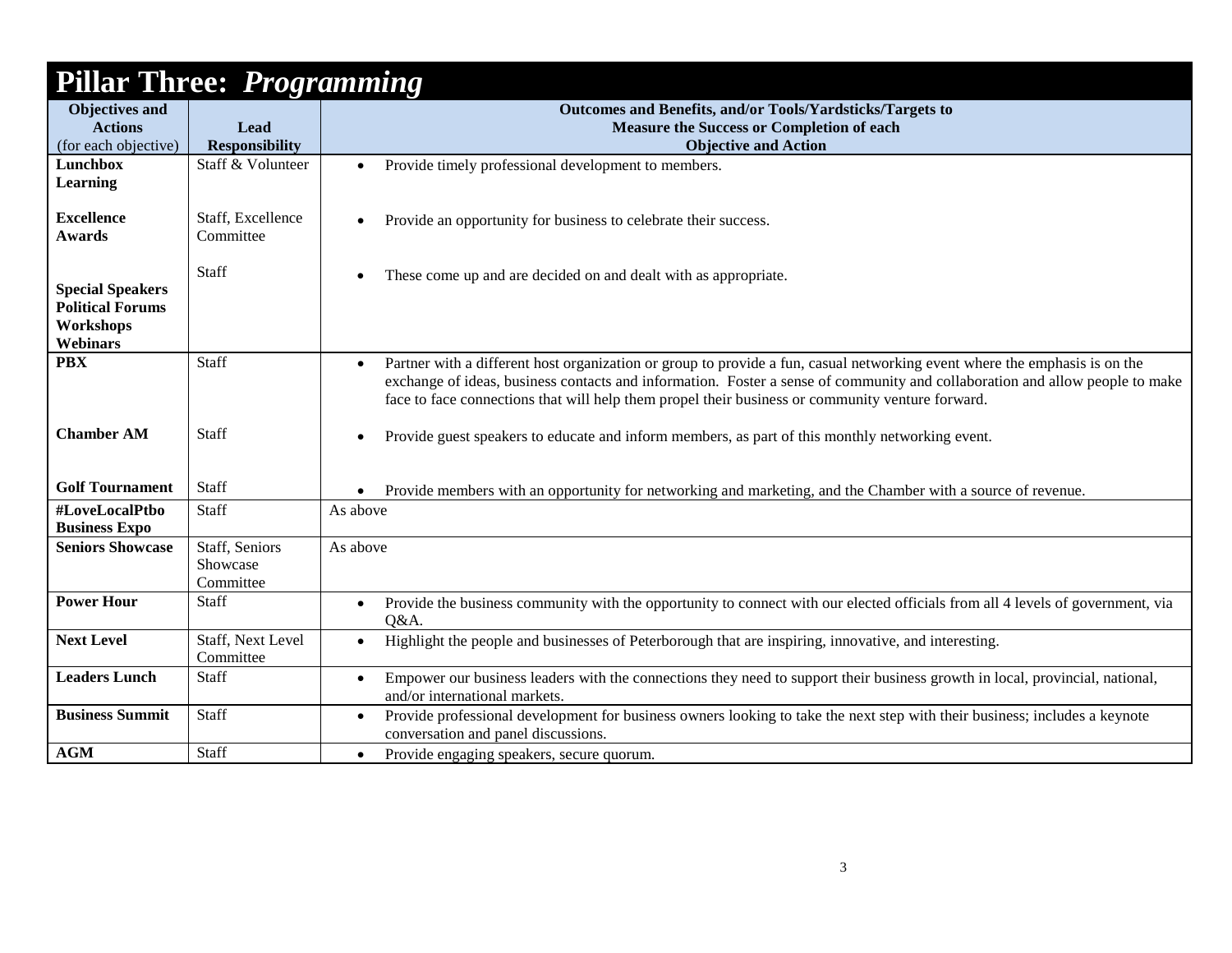# Pillar Three: *Programming*

| Objectives and Actions (for each objective) | Lead Responsibility | Outcomes and Benefits, and/or Tools/Yardsticks/Targets to Measure the Success or Completion of each Objective and Action |
|---|---|---|
| **Lunchbox Learning** | Staff & Volunteer | • Provide timely professional development to members. |
| **Excellence Awards** | Staff, Excellence Committee | • Provide an opportunity for business to celebrate their success. |
| **Special Speakers Political Forums Workshops Webinars** | Staff | • These come up and are decided on and dealt with as appropriate. |
| **PBX** | Staff | • Partner with a different host organization or group to provide a fun, casual networking event where the emphasis is on the exchange of ideas, business contacts and information. Foster a sense of community and collaboration and allow people to make face to face connections that will help them propel their business or community venture forward. |
| **Chamber AM** | Staff | • Provide guest speakers to educate and inform members, as part of this monthly networking event. |
| **Golf Tournament** | Staff | • Provide members with an opportunity for networking and marketing, and the Chamber with a source of revenue. |
| **#LoveLocalPtbo Business Expo** | Staff | As above |
| **Seniors Showcase** | Staff, Seniors Showcase Committee | As above |
| **Power Hour** | Staff | • Provide the business community with the opportunity to connect with our elected officials from all 4 levels of government, via Q&A. |
| **Next Level** | Staff, Next Level Committee | • Highlight the people and businesses of Peterborough that are inspiring, innovative, and interesting. |
| **Leaders Lunch** | Staff | • Empower our business leaders with the connections they need to support their business growth in local, provincial, national, and/or international markets. |
| **Business Summit** | Staff | • Provide professional development for business owners looking to take the next step with their business; includes a keynote conversation and panel discussions. |
| **AGM** | Staff | • Provide engaging speakers, secure quorum. |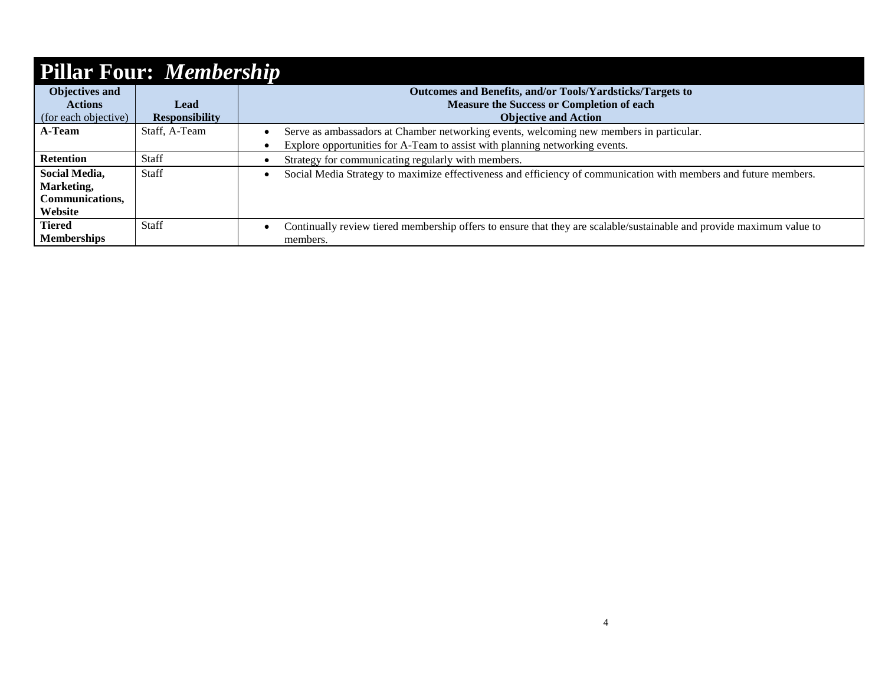# Pillar Four: *Membership*

| **Objectives and Actions** (for each objective) | **Lead Responsibility** | **Outcomes and Benefits, and/or Tools/Yardsticks/Targets to Measure the Success or Completion of each Objective and Action** |
|---|---|---|
| **A-Team** | Staff, A-Team | • Serve as ambassadors at Chamber networking events, welcoming new members in particular.<br>• Explore opportunities for A-Team to assist with planning networking events. |
| **Retention** | Staff | • Strategy for communicating regularly with members. |
| **Social Media, Marketing, Communications, Website** | Staff | • Social Media Strategy to maximize effectiveness and efficiency of communication with members and future members. |
| **Tiered Memberships** | Staff | • Continually review tiered membership offers to ensure that they are scalable/sustainable and provide maximum value to members. |